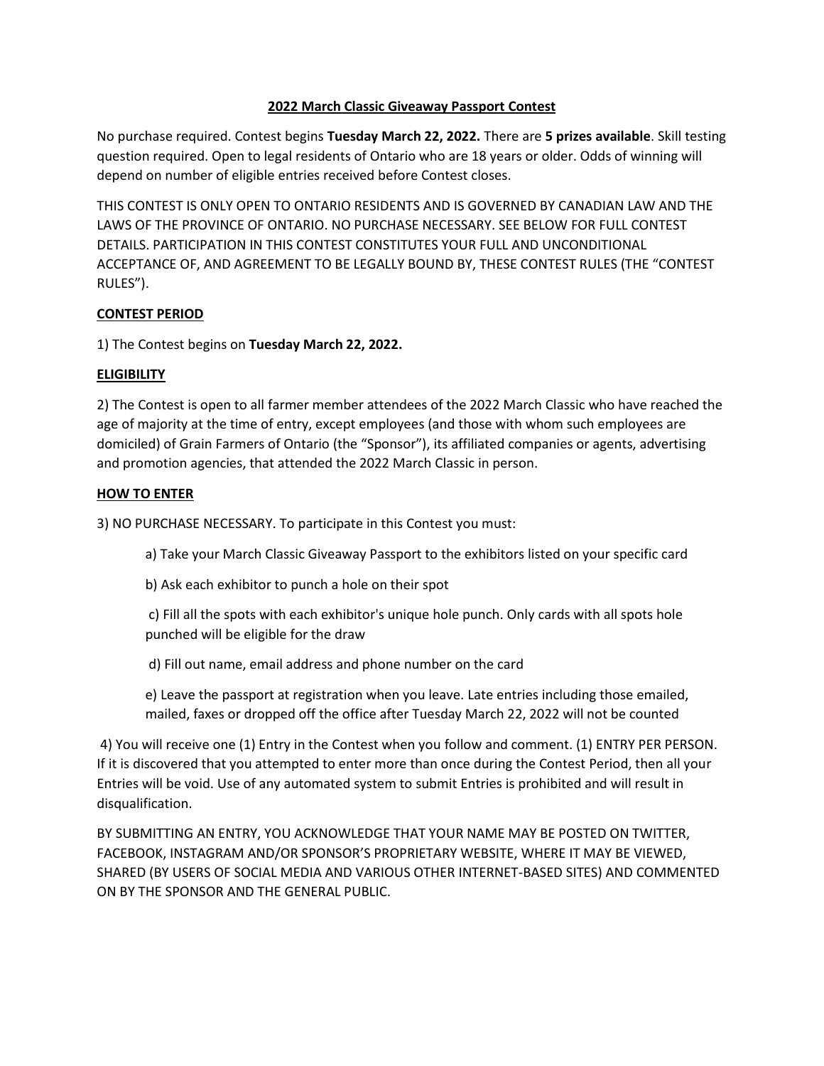# 2022 March Classic Giveaway Passport Contest

No purchase required. Contest begins **Tuesday March 22, 2022.** There are **5 prizes available**. Skill testing question required. Open to legal residents of Ontario who are 18 years or older. Odds of winning will depend on number of eligible entries received before Contest closes.

THIS CONTEST IS ONLY OPEN TO ONTARIO RESIDENTS AND IS GOVERNED BY CANADIAN LAW AND THE LAWS OF THE PROVINCE OF ONTARIO. NO PURCHASE NECESSARY. SEE BELOW FOR FULL CONTEST DETAILS. PARTICIPATION IN THIS CONTEST CONSTITUTES YOUR FULL AND UNCONDITIONAL ACCEPTANCE OF, AND AGREEMENT TO BE LEGALLY BOUND BY, THESE CONTEST RULES (THE "CONTEST RULES").

## CONTEST PERIOD

1) The Contest begins on **Tuesday March 22, 2022.**

## ELIGIBILITY

2) The Contest is open to all farmer member attendees of the 2022 March Classic who have reached the age of majority at the time of entry, except employees (and those with whom such employees are domiciled) of Grain Farmers of Ontario (the "Sponsor"), its affiliated companies or agents, advertising and promotion agencies, that attended the 2022 March Classic in person.

## HOW TO ENTER

3) NO PURCHASE NECESSARY. To participate in this Contest you must:

a) Take your March Classic Giveaway Passport to the exhibitors listed on your specific card

b) Ask each exhibitor to punch a hole on their spot

c) Fill all the spots with each exhibitor's unique hole punch. Only cards with all spots hole punched will be eligible for the draw

d) Fill out name, email address and phone number on the card

e) Leave the passport at registration when you leave. Late entries including those emailed, mailed, faxes or dropped off the office after Tuesday March 22, 2022 will not be counted

4) You will receive one (1) Entry in the Contest when you follow and comment. (1) ENTRY PER PERSON. If it is discovered that you attempted to enter more than once during the Contest Period, then all your Entries will be void. Use of any automated system to submit Entries is prohibited and will result in disqualification.

BY SUBMITTING AN ENTRY, YOU ACKNOWLEDGE THAT YOUR NAME MAY BE POSTED ON TWITTER, FACEBOOK, INSTAGRAM AND/OR SPONSOR'S PROPRIETARY WEBSITE, WHERE IT MAY BE VIEWED, SHARED (BY USERS OF SOCIAL MEDIA AND VARIOUS OTHER INTERNET-BASED SITES) AND COMMENTED ON BY THE SPONSOR AND THE GENERAL PUBLIC.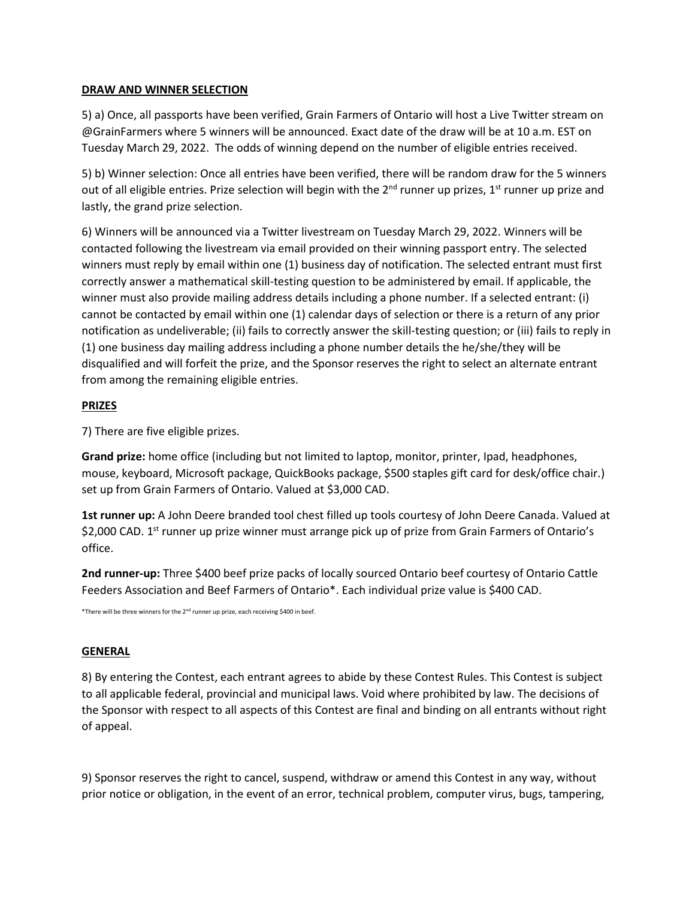## DRAW AND WINNER SELECTION

5) a) Once, all passports have been verified, Grain Farmers of Ontario will host a Live Twitter stream on @GrainFarmers where 5 winners will be announced. Exact date of the draw will be at 10 a.m. EST on Tuesday March 29, 2022. The odds of winning depend on the number of eligible entries received.

5) b) Winner selection: Once all entries have been verified, there will be random draw for the 5 winners out of all eligible entries. Prize selection will begin with the 2nd runner up prizes, 1st runner up prize and lastly, the grand prize selection.

6) Winners will be announced via a Twitter livestream on Tuesday March 29, 2022. Winners will be contacted following the livestream via email provided on their winning passport entry. The selected winners must reply by email within one (1) business day of notification. The selected entrant must first correctly answer a mathematical skill-testing question to be administered by email. If applicable, the winner must also provide mailing address details including a phone number. If a selected entrant: (i) cannot be contacted by email within one (1) calendar days of selection or there is a return of any prior notification as undeliverable; (ii) fails to correctly answer the skill-testing question; or (iii) fails to reply in (1) one business day mailing address including a phone number details the he/she/they will be disqualified and will forfeit the prize, and the Sponsor reserves the right to select an alternate entrant from among the remaining eligible entries.

## PRIZES

7) There are five eligible prizes.

**Grand prize:** home office (including but not limited to laptop, monitor, printer, Ipad, headphones, mouse, keyboard, Microsoft package, QuickBooks package, $500 staples gift card for desk/office chair.) set up from Grain Farmers of Ontario. Valued at $3,000 CAD.

**1st runner up:** A John Deere branded tool chest filled up tools courtesy of John Deere Canada. Valued at $2,000 CAD. 1st runner up prize winner must arrange pick up of prize from Grain Farmers of Ontario's office.

**2nd runner-up:** Three $400 beef prize packs of locally sourced Ontario beef courtesy of Ontario Cattle Feeders Association and Beef Farmers of Ontario*. Each individual prize value is $400 CAD.

*There will be three winners for the 2nd runner up prize, each receiving $400 in beef.

## GENERAL

8) By entering the Contest, each entrant agrees to abide by these Contest Rules. This Contest is subject to all applicable federal, provincial and municipal laws. Void where prohibited by law. The decisions of the Sponsor with respect to all aspects of this Contest are final and binding on all entrants without right of appeal.

9) Sponsor reserves the right to cancel, suspend, withdraw or amend this Contest in any way, without prior notice or obligation, in the event of an error, technical problem, computer virus, bugs, tampering,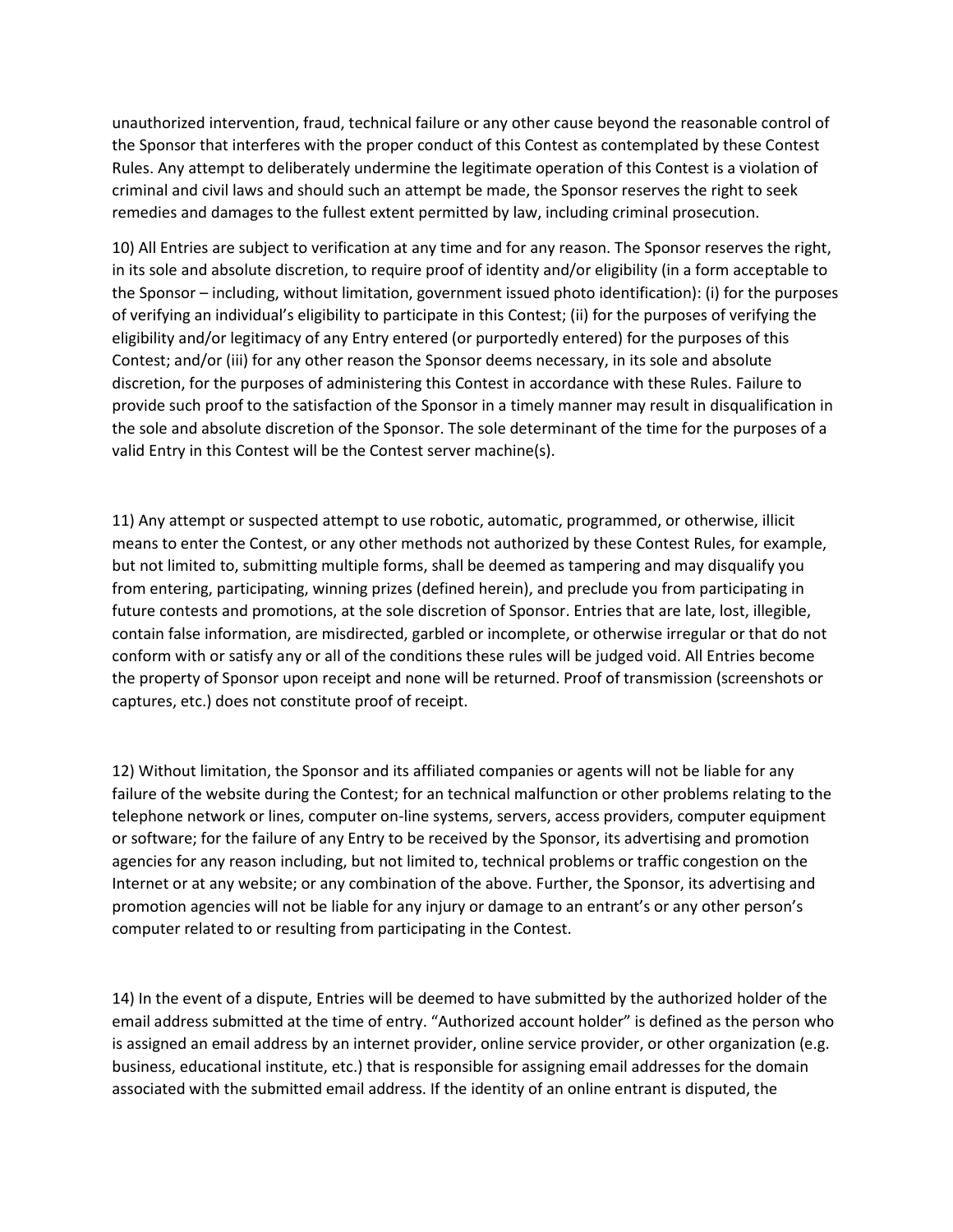unauthorized intervention, fraud, technical failure or any other cause beyond the reasonable control of the Sponsor that interferes with the proper conduct of this Contest as contemplated by these Contest Rules. Any attempt to deliberately undermine the legitimate operation of this Contest is a violation of criminal and civil laws and should such an attempt be made, the Sponsor reserves the right to seek remedies and damages to the fullest extent permitted by law, including criminal prosecution.

10) All Entries are subject to verification at any time and for any reason. The Sponsor reserves the right, in its sole and absolute discretion, to require proof of identity and/or eligibility (in a form acceptable to the Sponsor – including, without limitation, government issued photo identification): (i) for the purposes of verifying an individual's eligibility to participate in this Contest; (ii) for the purposes of verifying the eligibility and/or legitimacy of any Entry entered (or purportedly entered) for the purposes of this Contest; and/or (iii) for any other reason the Sponsor deems necessary, in its sole and absolute discretion, for the purposes of administering this Contest in accordance with these Rules. Failure to provide such proof to the satisfaction of the Sponsor in a timely manner may result in disqualification in the sole and absolute discretion of the Sponsor. The sole determinant of the time for the purposes of a valid Entry in this Contest will be the Contest server machine(s).

11) Any attempt or suspected attempt to use robotic, automatic, programmed, or otherwise, illicit means to enter the Contest, or any other methods not authorized by these Contest Rules, for example, but not limited to, submitting multiple forms, shall be deemed as tampering and may disqualify you from entering, participating, winning prizes (defined herein), and preclude you from participating in future contests and promotions, at the sole discretion of Sponsor. Entries that are late, lost, illegible, contain false information, are misdirected, garbled or incomplete, or otherwise irregular or that do not conform with or satisfy any or all of the conditions these rules will be judged void. All Entries become the property of Sponsor upon receipt and none will be returned. Proof of transmission (screenshots or captures, etc.) does not constitute proof of receipt.

12) Without limitation, the Sponsor and its affiliated companies or agents will not be liable for any failure of the website during the Contest; for an technical malfunction or other problems relating to the telephone network or lines, computer on-line systems, servers, access providers, computer equipment or software; for the failure of any Entry to be received by the Sponsor, its advertising and promotion agencies for any reason including, but not limited to, technical problems or traffic congestion on the Internet or at any website; or any combination of the above. Further, the Sponsor, its advertising and promotion agencies will not be liable for any injury or damage to an entrant's or any other person's computer related to or resulting from participating in the Contest.

14) In the event of a dispute, Entries will be deemed to have submitted by the authorized holder of the email address submitted at the time of entry. "Authorized account holder" is defined as the person who is assigned an email address by an internet provider, online service provider, or other organization (e.g. business, educational institute, etc.) that is responsible for assigning email addresses for the domain associated with the submitted email address. If the identity of an online entrant is disputed, the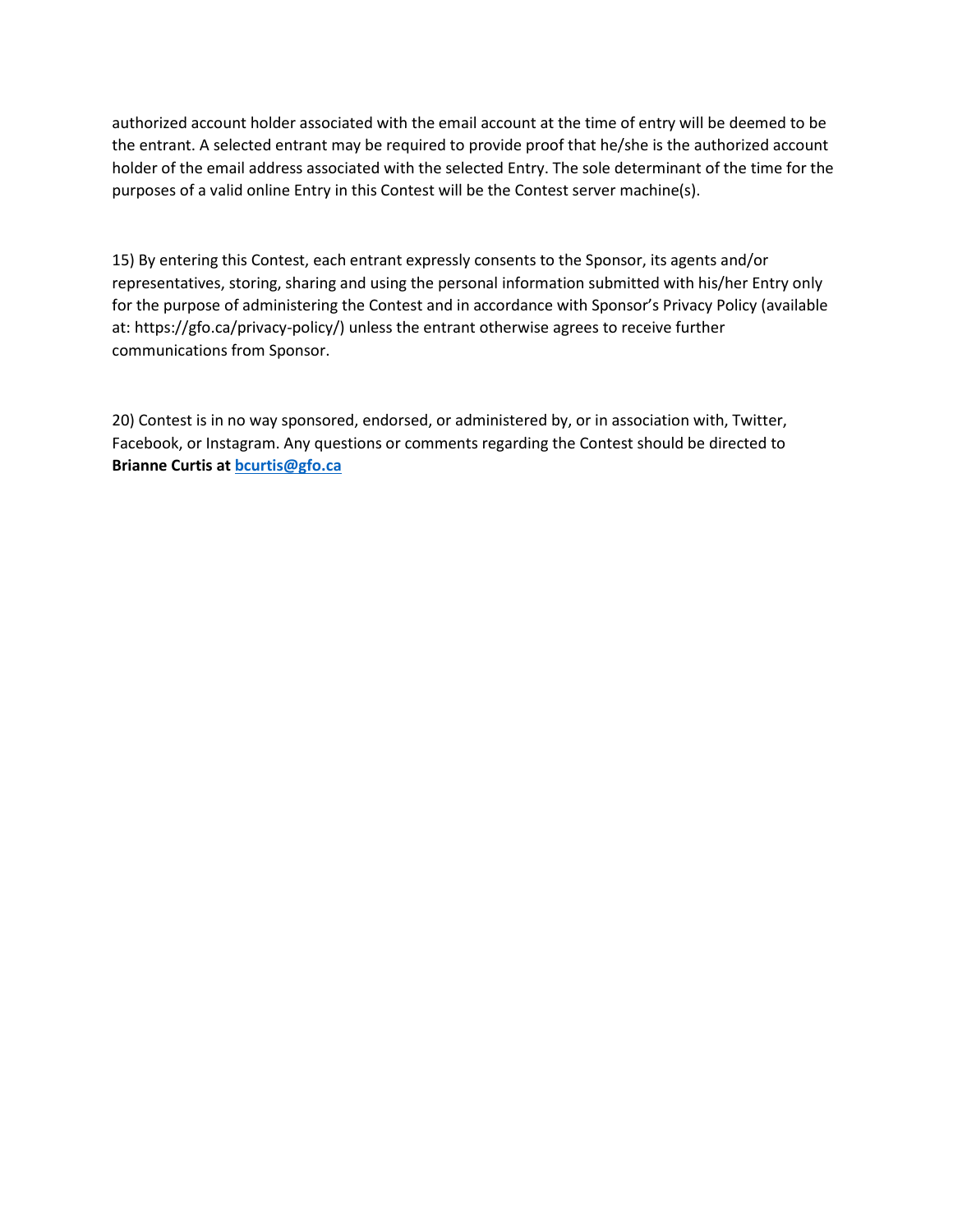authorized account holder associated with the email account at the time of entry will be deemed to be the entrant. A selected entrant may be required to provide proof that he/she is the authorized account holder of the email address associated with the selected Entry. The sole determinant of the time for the purposes of a valid online Entry in this Contest will be the Contest server machine(s).

15) By entering this Contest, each entrant expressly consents to the Sponsor, its agents and/or representatives, storing, sharing and using the personal information submitted with his/her Entry only for the purpose of administering the Contest and in accordance with Sponsor's Privacy Policy (available at: https://gfo.ca/privacy-policy/) unless the entrant otherwise agrees to receive further communications from Sponsor.

20) Contest is in no way sponsored, endorsed, or administered by, or in association with, Twitter, Facebook, or Instagram. Any questions or comments regarding the Contest should be directed to **Brianne Curtis at [bcurtis@gfo.ca](mailto:bcurtis@gfo.ca)**